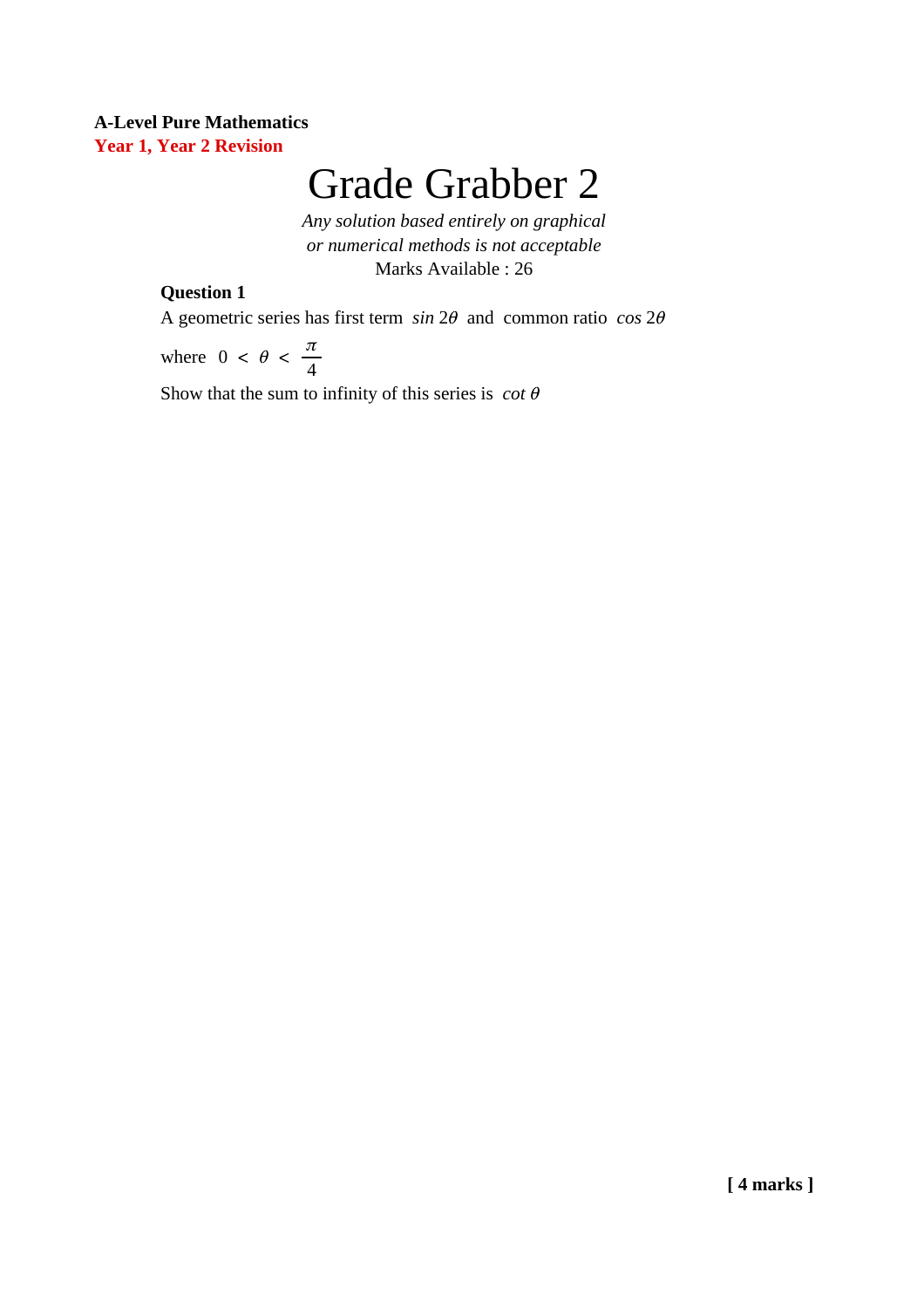**A-Level Pure Mathematics**
**Year 1, Year 2 Revision**

# Grade Grabber 2

*Any solution based entirely on graphical or numerical methods is not acceptable*

Marks Available : 26

**Question 1**

A geometric series has first term $\sin 2\theta$ and common ratio $\cos 2\theta$

where $0 < \theta < \frac{\pi}{4}$

Show that the sum to infinity of this series is $\cot \theta$

**[ 4 marks ]**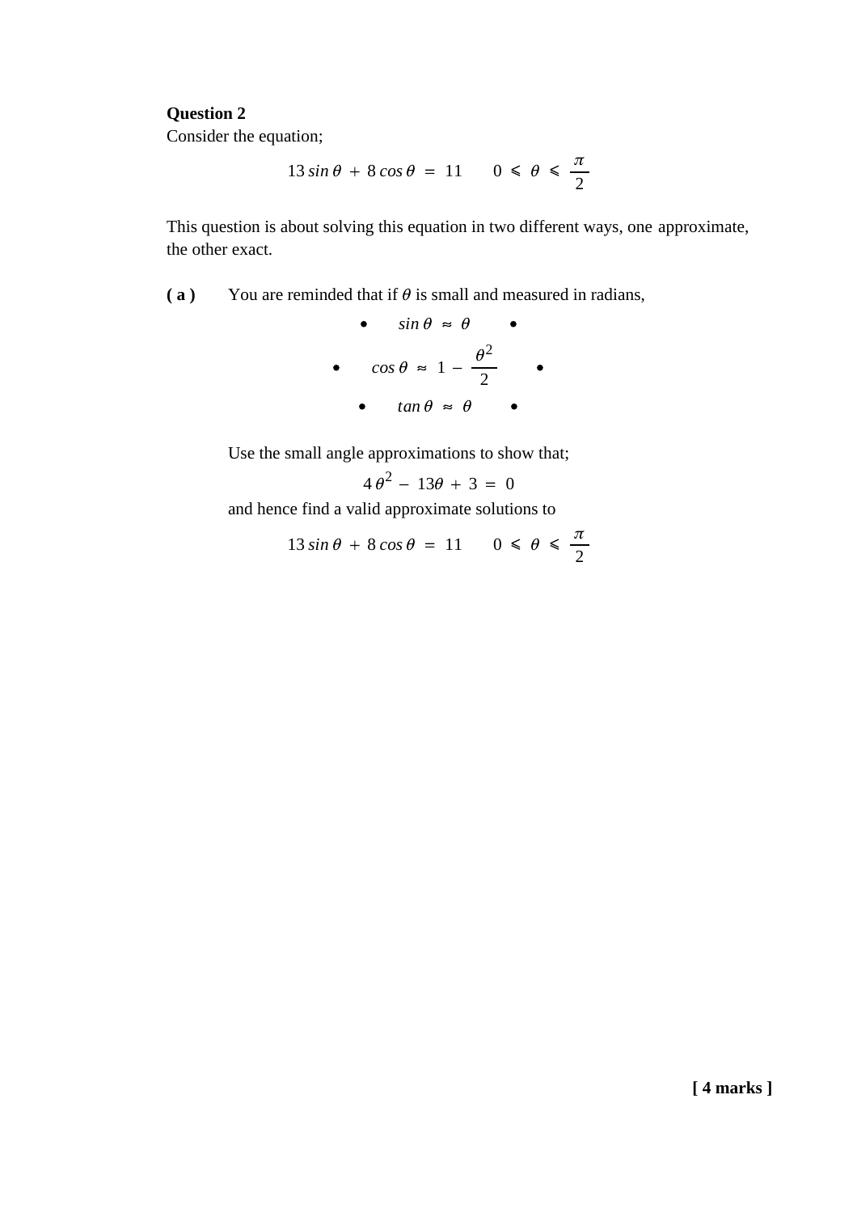**Question 2**

Consider the equation;

$$13 \sin\theta + 8\cos\theta = 11 \qquad 0 \leqslant \theta \leqslant \frac{\pi}{2}$$

This question is about solving this equation in two different ways, one approximate, the other exact.

**( a )** You are reminded that if $\theta$ is small and measured in radians,

- $\sin\theta \approx \theta$
- $\cos\theta \approx 1 - \dfrac{\theta^2}{2}$
- $\tan\theta \approx \theta$

Use the small angle approximations to show that;

$$4\theta^2 - 13\theta + 3 = 0$$

and hence find a valid approximate solutions to

$$13 \sin\theta + 8\cos\theta = 11 \qquad 0 \leqslant \theta \leqslant \frac{\pi}{2}$$

**[ 4 marks ]**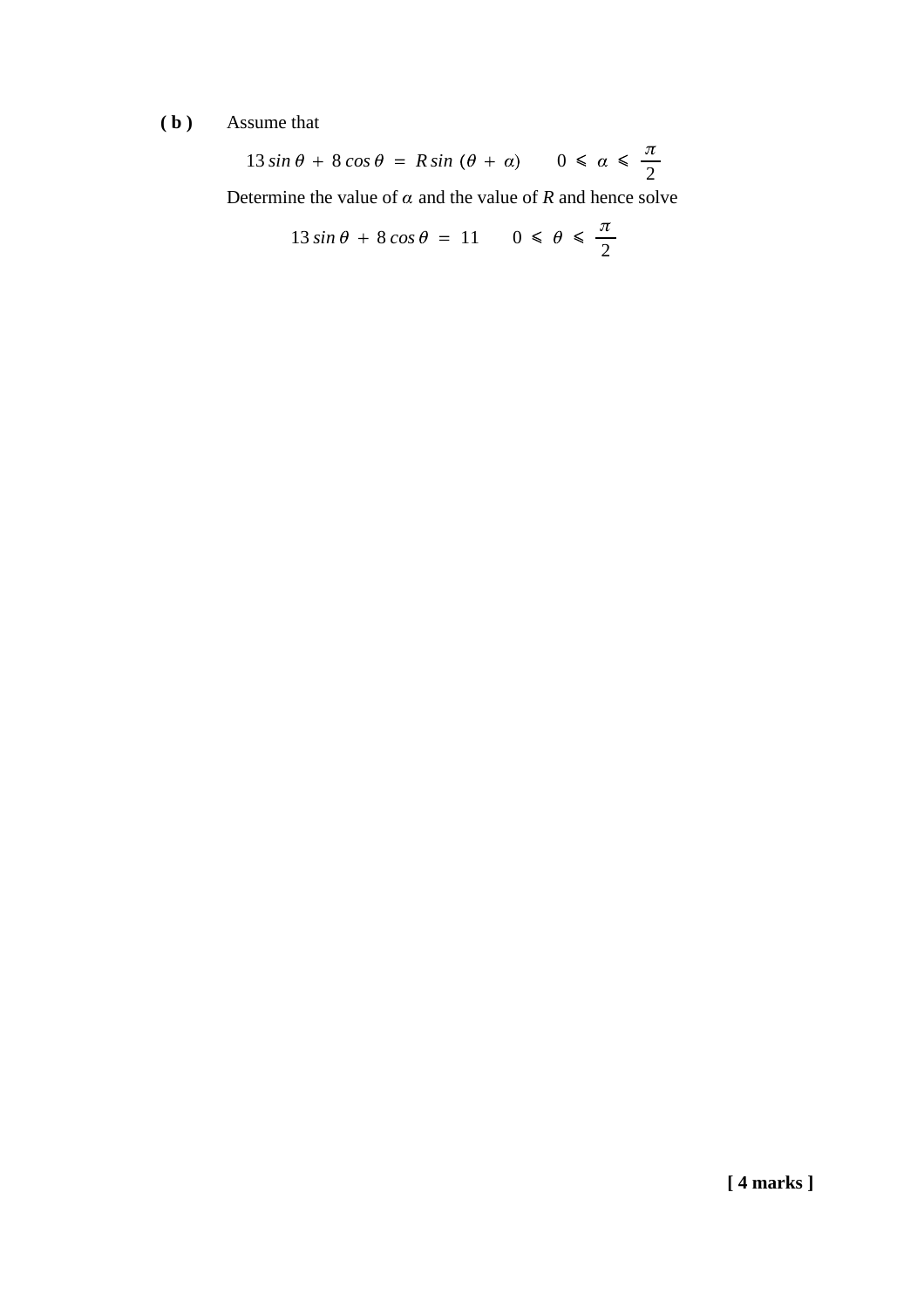**( b )** Assume that

$$13 \sin\theta + 8 \cos\theta = R \sin(\theta + \alpha) \qquad 0 \leqslant \alpha \leqslant \frac{\pi}{2}$$

Determine the value of $\alpha$ and the value of $R$ and hence solve

$$13 \sin\theta + 8 \cos\theta = 11 \qquad 0 \leqslant \theta \leqslant \frac{\pi}{2}$$

**[ 4 marks ]**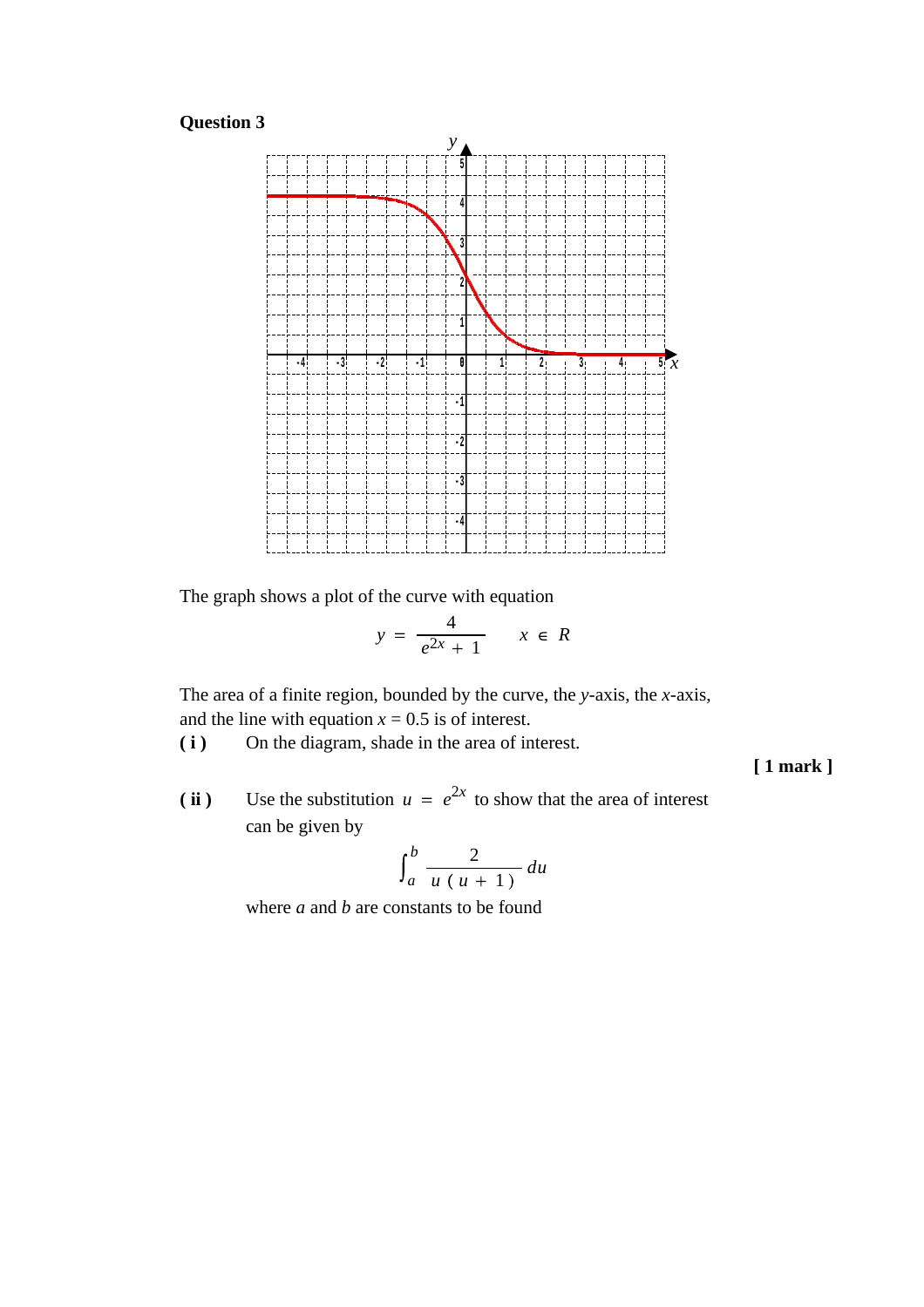**Question 3**

The graph shows a plot of the curve with equation

$$y = \frac{4}{e^{2x} + 1} \qquad x \in R$$

The area of a finite region, bounded by the curve, the $y$-axis, the $x$-axis, and the line with equation $x = 0.5$ is of interest.

**( i )** On the diagram, shade in the area of interest.

**[ 1 mark ]**

**( ii )** Use the substitution $u = e^{2x}$ to show that the area of interest can be given by

$$\int_a^b \frac{2}{u\,(u + 1)}\,du$$

where $a$ and $b$ are constants to be found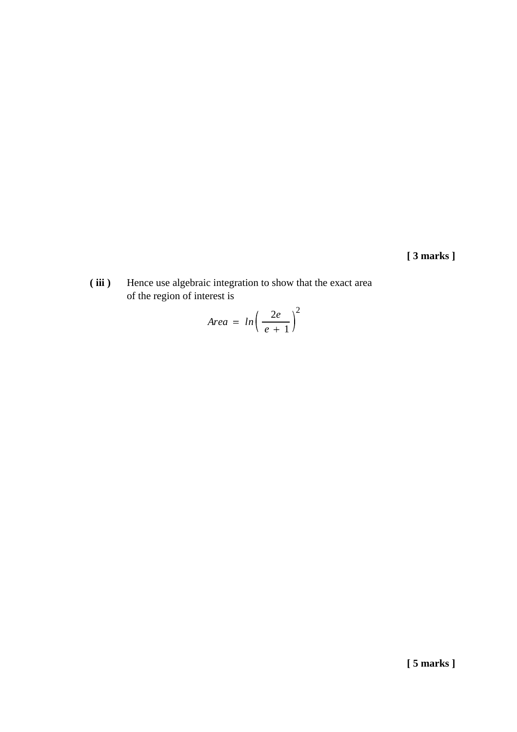**[ 3 marks ]**

**( iii )** Hence use algebraic integration to show that the exact area of the region of interest is

$$Area = ln\left(\frac{2e}{e + 1}\right)^2$$

**[ 5 marks ]**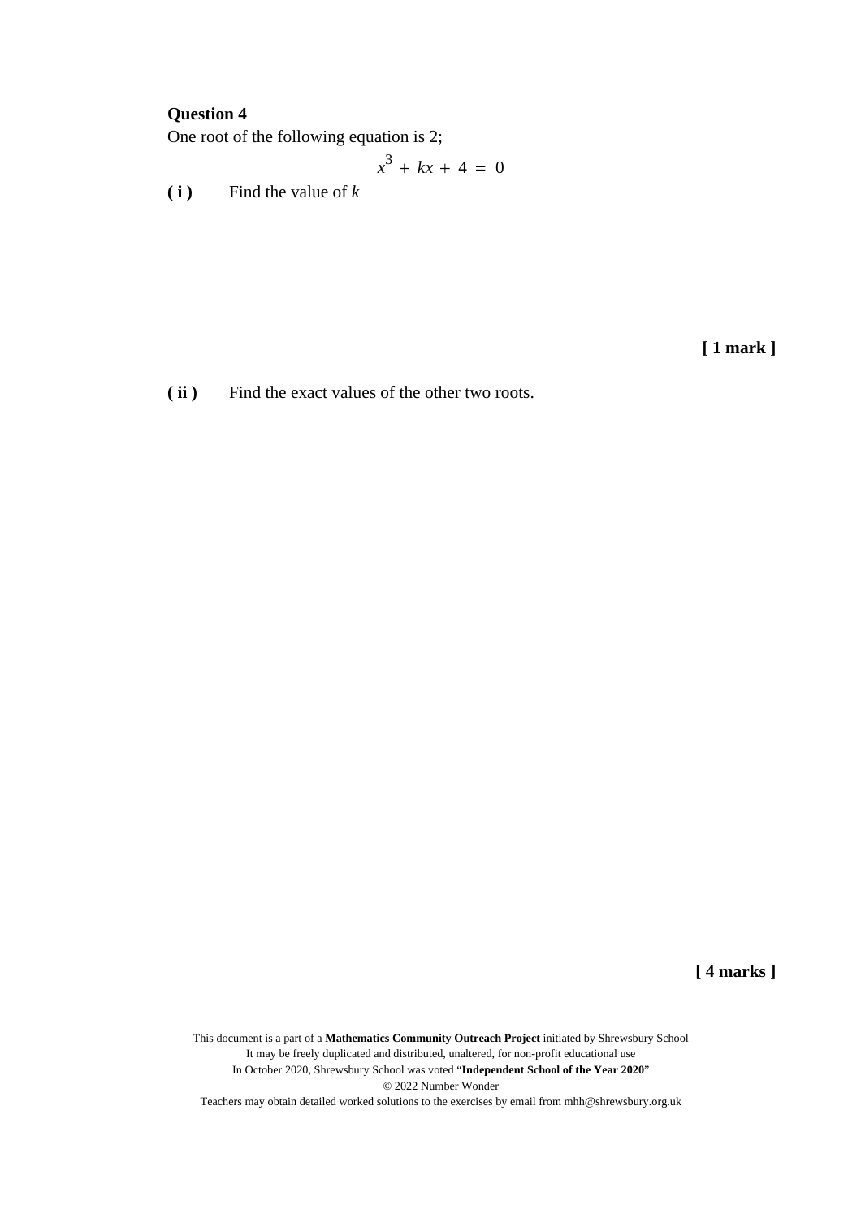**Question 4**

One root of the following equation is 2;

$$x^3 + kx + 4 = 0$$

**( i )** Find the value of $k$

**[ 1 mark ]**

**( ii )** Find the exact values of the other two roots.

**[ 4 marks ]**

This document is a part of a **Mathematics Community Outreach Project** initiated by Shrewsbury School
It may be freely duplicated and distributed, unaltered, for non-profit educational use
In October 2020, Shrewsbury School was voted "**Independent School of the Year 2020**"
© 2022 Number Wonder
Teachers may obtain detailed worked solutions to the exercises by email from mhh@shrewsbury.org.uk